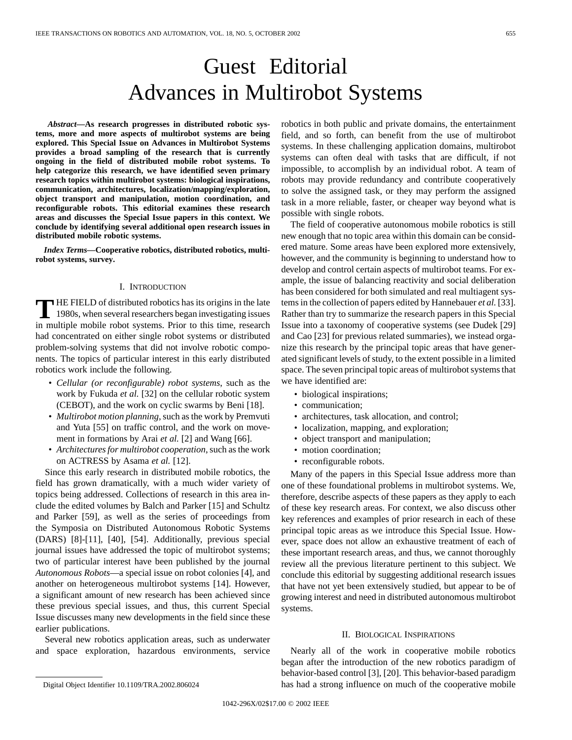# Guest Editorial
# Advances in Multirobot Systems

***Abstract*—As research progresses in distributed robotic systems, more and more aspects of multirobot systems are being explored. This Special Issue on Advances in Multirobot Systems provides a broad sampling of the research that is currently ongoing in the field of distributed mobile robot systems. To help categorize this research, we have identified seven primary research topics within multirobot systems: biological inspirations, communication, architectures, localization/mapping/exploration, object transport and manipulation, motion coordination, and reconfigurable robots. This editorial examines these research areas and discusses the Special Issue papers in this context. We conclude by identifying several additional open research issues in distributed mobile robotic systems.**

***Index Terms*—Cooperative robotics, distributed robotics, multirobot systems, survey.**

## I. Introduction

THE FIELD of distributed robotics has its origins in the late 1980s, when several researchers began investigating issues in multiple mobile robot systems. Prior to this time, research had concentrated on either single robot systems or distributed problem-solving systems that did not involve robotic components. The topics of particular interest in this early distributed robotics work include the following.

- *Cellular (or reconfigurable) robot systems*, such as the work by Fukuda *et al.* [32] on the cellular robotic system (CEBOT), and the work on cyclic swarms by Beni [18].
- *Multirobot motion planning*, such as the work by Premvuti and Yuta [55] on traffic control, and the work on movement in formations by Arai *et al.* [2] and Wang [66].
- *Architectures for multirobot cooperation*, such as the work on ACTRESS by Asama *et al.* [12].

Since this early research in distributed mobile robotics, the field has grown dramatically, with a much wider variety of topics being addressed. Collections of research in this area include the edited volumes by Balch and Parker [15] and Schultz and Parker [59], as well as the series of proceedings from the Symposia on Distributed Autonomous Robotic Systems (DARS) [8]-[11], [40], [54]. Additionally, previous special journal issues have addressed the topic of multirobot systems; two of particular interest have been published by the journal *Autonomous Robots*—a special issue on robot colonies [4], and another on heterogeneous multirobot systems [14]. However, a significant amount of new research has been achieved since these previous special issues, and thus, this current Special Issue discusses many new developments in the field since these earlier publications.

Several new robotics application areas, such as underwater and space exploration, hazardous environments, service robotics in both public and private domains, the entertainment field, and so forth, can benefit from the use of multirobot systems. In these challenging application domains, multirobot systems can often deal with tasks that are difficult, if not impossible, to accomplish by an individual robot. A team of robots may provide redundancy and contribute cooperatively to solve the assigned task, or they may perform the assigned task in a more reliable, faster, or cheaper way beyond what is possible with single robots.

The field of cooperative autonomous mobile robotics is still new enough that no topic area within this domain can be considered mature. Some areas have been explored more extensively, however, and the community is beginning to understand how to develop and control certain aspects of multirobot teams. For example, the issue of balancing reactivity and social deliberation has been considered for both simulated and real multiagent systems in the collection of papers edited by Hannebauer *et al.* [33]. Rather than try to summarize the research papers in this Special Issue into a taxonomy of cooperative systems (see Dudek [29] and Cao [23] for previous related summaries), we instead organize this research by the principal topic areas that have generated significant levels of study, to the extent possible in a limited space. The seven principal topic areas of multirobot systems that we have identified are:

- biological inspirations;
- communication;
- architectures, task allocation, and control;
- localization, mapping, and exploration;
- object transport and manipulation;
- motion coordination;
- reconfigurable robots.

Many of the papers in this Special Issue address more than one of these foundational problems in multirobot systems. We, therefore, describe aspects of these papers as they apply to each of these key research areas. For context, we also discuss other key references and examples of prior research in each of these principal topic areas as we introduce this Special Issue. However, space does not allow an exhaustive treatment of each of these important research areas, and thus, we cannot thoroughly review all the previous literature pertinent to this subject. We conclude this editorial by suggesting additional research issues that have not yet been extensively studied, but appear to be of growing interest and need in distributed autonomous multirobot systems.

## II. Biological Inspirations

Nearly all of the work in cooperative mobile robotics began after the introduction of the new robotics paradigm of behavior-based control [3], [20]. This behavior-based paradigm has had a strong influence on much of the cooperative mobile

Digital Object Identifier 10.1109/TRA.2002.806024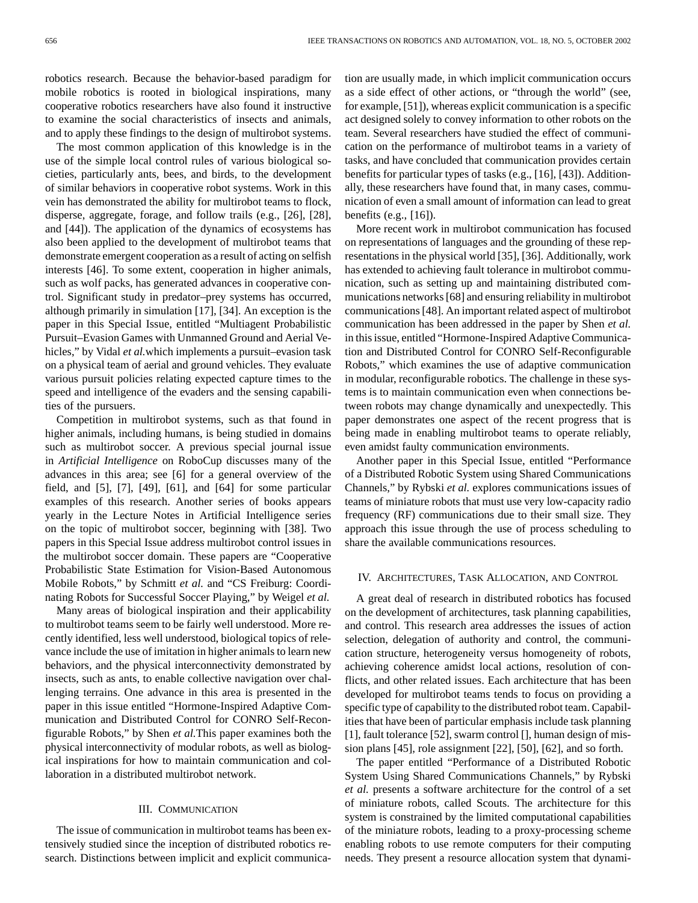robotics research. Because the behavior-based paradigm for mobile robotics is rooted in biological inspirations, many cooperative robotics researchers have also found it instructive to examine the social characteristics of insects and animals, and to apply these findings to the design of multirobot systems.

The most common application of this knowledge is in the use of the simple local control rules of various biological societies, particularly ants, bees, and birds, to the development of similar behaviors in cooperative robot systems. Work in this vein has demonstrated the ability for multirobot teams to flock, disperse, aggregate, forage, and follow trails (e.g., [26], [28], and [44]). The application of the dynamics of ecosystems has also been applied to the development of multirobot teams that demonstrate emergent cooperation as a result of acting on selfish interests [46]. To some extent, cooperation in higher animals, such as wolf packs, has generated advances in cooperative control. Significant study in predator–prey systems has occurred, although primarily in simulation [17], [34]. An exception is the paper in this Special Issue, entitled "Multiagent Probabilistic Pursuit–Evasion Games with Unmanned Ground and Aerial Vehicles," by Vidal *et al.*which implements a pursuit–evasion task on a physical team of aerial and ground vehicles. They evaluate various pursuit policies relating expected capture times to the speed and intelligence of the evaders and the sensing capabilities of the pursuers.

Competition in multirobot systems, such as that found in higher animals, including humans, is being studied in domains such as multirobot soccer. A previous special journal issue in *Artificial Intelligence* on RoboCup discusses many of the advances in this area; see [6] for a general overview of the field, and [5], [7], [49], [61], and [64] for some particular examples of this research. Another series of books appears yearly in the Lecture Notes in Artificial Intelligence series on the topic of multirobot soccer, beginning with [38]. Two papers in this Special Issue address multirobot control issues in the multirobot soccer domain. These papers are "Cooperative Probabilistic State Estimation for Vision-Based Autonomous Mobile Robots," by Schmitt *et al.* and "CS Freiburg: Coordinating Robots for Successful Soccer Playing," by Weigel *et al.*

Many areas of biological inspiration and their applicability to multirobot teams seem to be fairly well understood. More recently identified, less well understood, biological topics of relevance include the use of imitation in higher animals to learn new behaviors, and the physical interconnectivity demonstrated by insects, such as ants, to enable collective navigation over challenging terrains. One advance in this area is presented in the paper in this issue entitled "Hormone-Inspired Adaptive Communication and Distributed Control for CONRO Self-Reconfigurable Robots," by Shen *et al.*This paper examines both the physical interconnectivity of modular robots, as well as biological inspirations for how to maintain communication and collaboration in a distributed multirobot network.

## III. Communication

The issue of communication in multirobot teams has been extensively studied since the inception of distributed robotics research. Distinctions between implicit and explicit communication are usually made, in which implicit communication occurs as a side effect of other actions, or "through the world" (see, for example, [51]), whereas explicit communication is a specific act designed solely to convey information to other robots on the team. Several researchers have studied the effect of communication on the performance of multirobot teams in a variety of tasks, and have concluded that communication provides certain benefits for particular types of tasks (e.g., [16], [43]). Additionally, these researchers have found that, in many cases, communication of even a small amount of information can lead to great benefits (e.g., [16]).

More recent work in multirobot communication has focused on representations of languages and the grounding of these representations in the physical world [35], [36]. Additionally, work has extended to achieving fault tolerance in multirobot communication, such as setting up and maintaining distributed communications networks [68] and ensuring reliability in multirobot communications [48]. An important related aspect of multirobot communication has been addressed in the paper by Shen *et al.* in this issue, entitled "Hormone-Inspired Adaptive Communication and Distributed Control for CONRO Self-Reconfigurable Robots," which examines the use of adaptive communication in modular, reconfigurable robotics. The challenge in these systems is to maintain communication even when connections between robots may change dynamically and unexpectedly. This paper demonstrates one aspect of the recent progress that is being made in enabling multirobot teams to operate reliably, even amidst faulty communication environments.

Another paper in this Special Issue, entitled "Performance of a Distributed Robotic System using Shared Communications Channels," by Rybski *et al.* explores communications issues of teams of miniature robots that must use very low-capacity radio frequency (RF) communications due to their small size. They approach this issue through the use of process scheduling to share the available communications resources.

## IV. Architectures, Task Allocation, and Control

A great deal of research in distributed robotics has focused on the development of architectures, task planning capabilities, and control. This research area addresses the issues of action selection, delegation of authority and control, the communication structure, heterogeneity versus homogeneity of robots, achieving coherence amidst local actions, resolution of conflicts, and other related issues. Each architecture that has been developed for multirobot teams tends to focus on providing a specific type of capability to the distributed robot team. Capabilities that have been of particular emphasis include task planning [1], fault tolerance [52], swarm control [], human design of mission plans [45], role assignment [22], [50], [62], and so forth.

The paper entitled "Performance of a Distributed Robotic System Using Shared Communications Channels," by Rybski *et al.* presents a software architecture for the control of a set of miniature robots, called Scouts. The architecture for this system is constrained by the limited computational capabilities of the miniature robots, leading to a proxy-processing scheme enabling robots to use remote computers for their computing needs. They present a resource allocation system that dynami-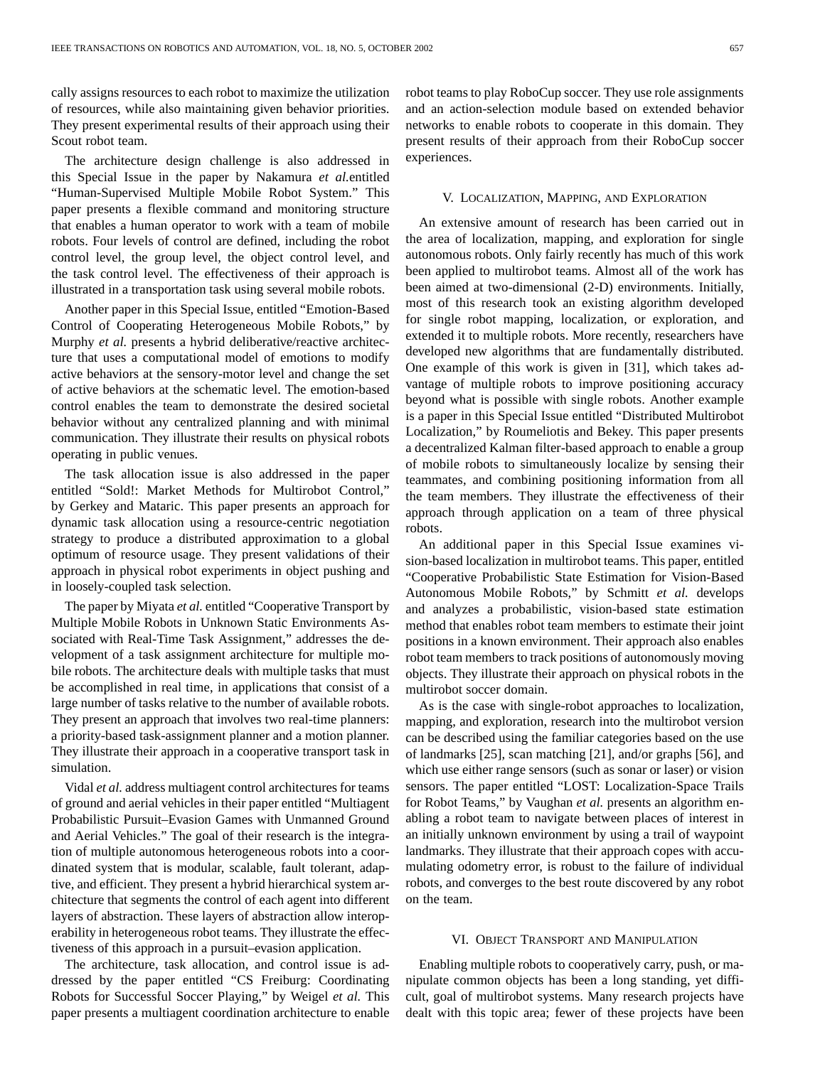cally assigns resources to each robot to maximize the utilization of resources, while also maintaining given behavior priorities. They present experimental results of their approach using their Scout robot team.

The architecture design challenge is also addressed in this Special Issue in the paper by Nakamura *et al.*entitled "Human-Supervised Multiple Mobile Robot System." This paper presents a flexible command and monitoring structure that enables a human operator to work with a team of mobile robots. Four levels of control are defined, including the robot control level, the group level, the object control level, and the task control level. The effectiveness of their approach is illustrated in a transportation task using several mobile robots.

Another paper in this Special Issue, entitled "Emotion-Based Control of Cooperating Heterogeneous Mobile Robots," by Murphy *et al.* presents a hybrid deliberative/reactive architecture that uses a computational model of emotions to modify active behaviors at the sensory-motor level and change the set of active behaviors at the schematic level. The emotion-based control enables the team to demonstrate the desired societal behavior without any centralized planning and with minimal communication. They illustrate their results on physical robots operating in public venues.

The task allocation issue is also addressed in the paper entitled "Sold!: Market Methods for Multirobot Control," by Gerkey and Mataric. This paper presents an approach for dynamic task allocation using a resource-centric negotiation strategy to produce a distributed approximation to a global optimum of resource usage. They present validations of their approach in physical robot experiments in object pushing and in loosely-coupled task selection.

The paper by Miyata *et al.* entitled "Cooperative Transport by Multiple Mobile Robots in Unknown Static Environments Associated with Real-Time Task Assignment," addresses the development of a task assignment architecture for multiple mobile robots. The architecture deals with multiple tasks that must be accomplished in real time, in applications that consist of a large number of tasks relative to the number of available robots. They present an approach that involves two real-time planners: a priority-based task-assignment planner and a motion planner. They illustrate their approach in a cooperative transport task in simulation.

Vidal *et al.* address multiagent control architectures for teams of ground and aerial vehicles in their paper entitled "Multiagent Probabilistic Pursuit–Evasion Games with Unmanned Ground and Aerial Vehicles." The goal of their research is the integration of multiple autonomous heterogeneous robots into a coordinated system that is modular, scalable, fault tolerant, adaptive, and efficient. They present a hybrid hierarchical system architecture that segments the control of each agent into different layers of abstraction. These layers of abstraction allow interoperability in heterogeneous robot teams. They illustrate the effectiveness of this approach in a pursuit–evasion application.

The architecture, task allocation, and control issue is addressed by the paper entitled "CS Freiburg: Coordinating Robots for Successful Soccer Playing," by Weigel *et al.* This paper presents a multiagent coordination architecture to enable robot teams to play RoboCup soccer. They use role assignments and an action-selection module based on extended behavior networks to enable robots to cooperate in this domain. They present results of their approach from their RoboCup soccer experiences.

## V. Localization, Mapping, and Exploration

An extensive amount of research has been carried out in the area of localization, mapping, and exploration for single autonomous robots. Only fairly recently has much of this work been applied to multirobot teams. Almost all of the work has been aimed at two-dimensional (2-D) environments. Initially, most of this research took an existing algorithm developed for single robot mapping, localization, or exploration, and extended it to multiple robots. More recently, researchers have developed new algorithms that are fundamentally distributed. One example of this work is given in [31], which takes advantage of multiple robots to improve positioning accuracy beyond what is possible with single robots. Another example is a paper in this Special Issue entitled "Distributed Multirobot Localization," by Roumeliotis and Bekey. This paper presents a decentralized Kalman filter-based approach to enable a group of mobile robots to simultaneously localize by sensing their teammates, and combining positioning information from all the team members. They illustrate the effectiveness of their approach through application on a team of three physical robots.

An additional paper in this Special Issue examines vision-based localization in multirobot teams. This paper, entitled "Cooperative Probabilistic State Estimation for Vision-Based Autonomous Mobile Robots," by Schmitt *et al.* develops and analyzes a probabilistic, vision-based state estimation method that enables robot team members to estimate their joint positions in a known environment. Their approach also enables robot team members to track positions of autonomously moving objects. They illustrate their approach on physical robots in the multirobot soccer domain.

As is the case with single-robot approaches to localization, mapping, and exploration, research into the multirobot version can be described using the familiar categories based on the use of landmarks [25], scan matching [21], and/or graphs [56], and which use either range sensors (such as sonar or laser) or vision sensors. The paper entitled "LOST: Localization-Space Trails for Robot Teams," by Vaughan *et al.* presents an algorithm enabling a robot team to navigate between places of interest in an initially unknown environment by using a trail of waypoint landmarks. They illustrate that their approach copes with accumulating odometry error, is robust to the failure of individual robots, and converges to the best route discovered by any robot on the team.

## VI. Object Transport and Manipulation

Enabling multiple robots to cooperatively carry, push, or manipulate common objects has been a long standing, yet difficult, goal of multirobot systems. Many research projects have dealt with this topic area; fewer of these projects have been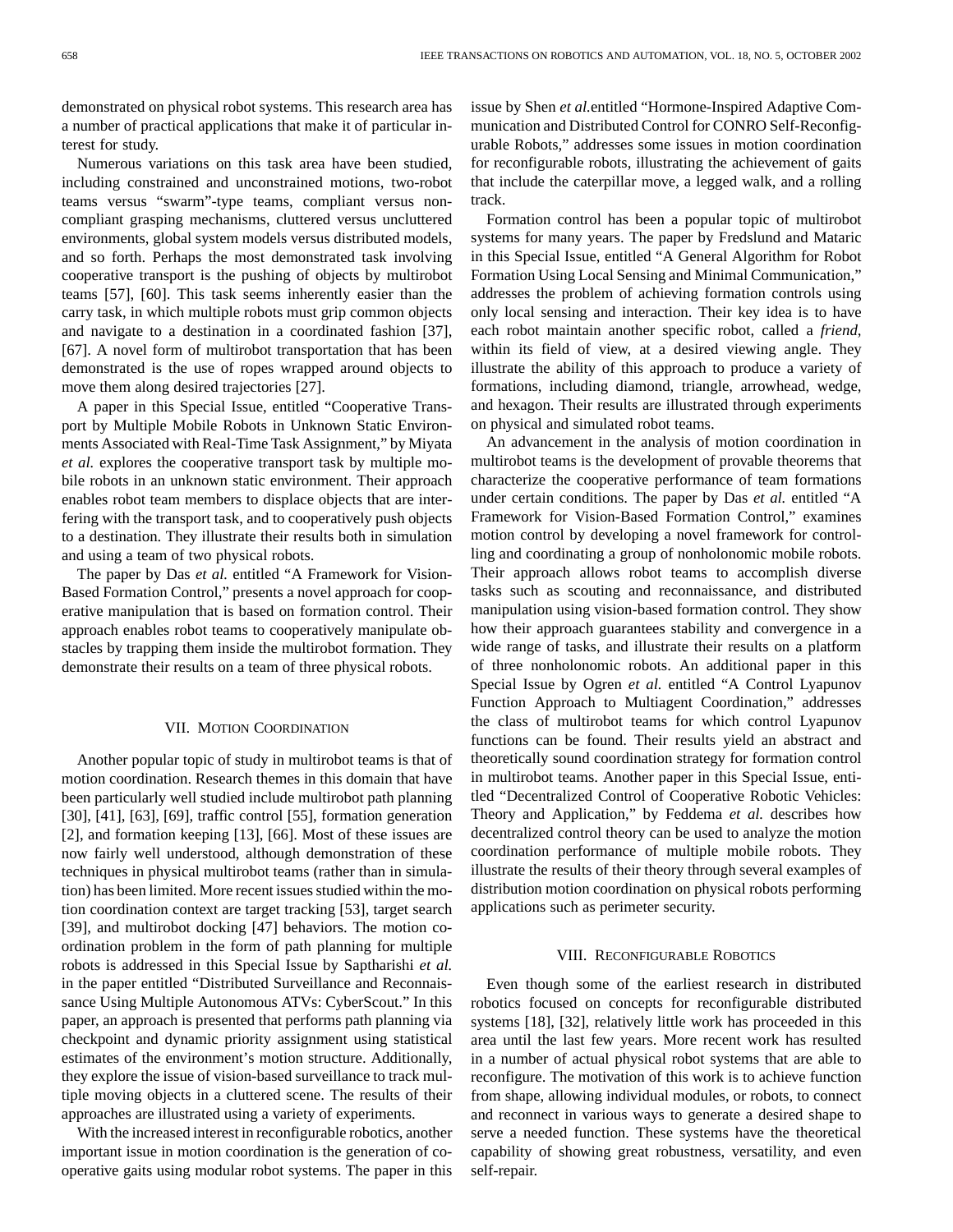demonstrated on physical robot systems. This research area has a number of practical applications that make it of particular interest for study.

Numerous variations on this task area have been studied, including constrained and unconstrained motions, two-robot teams versus "swarm"-type teams, compliant versus noncompliant grasping mechanisms, cluttered versus uncluttered environments, global system models versus distributed models, and so forth. Perhaps the most demonstrated task involving cooperative transport is the pushing of objects by multirobot teams [57], [60]. This task seems inherently easier than the carry task, in which multiple robots must grip common objects and navigate to a destination in a coordinated fashion [37], [67]. A novel form of multirobot transportation that has been demonstrated is the use of ropes wrapped around objects to move them along desired trajectories [27].

A paper in this Special Issue, entitled "Cooperative Transport by Multiple Mobile Robots in Unknown Static Environments Associated with Real-Time Task Assignment," by Miyata *et al.* explores the cooperative transport task by multiple mobile robots in an unknown static environment. Their approach enables robot team members to displace objects that are interfering with the transport task, and to cooperatively push objects to a destination. They illustrate their results both in simulation and using a team of two physical robots.

The paper by Das *et al.* entitled "A Framework for Vision-Based Formation Control," presents a novel approach for cooperative manipulation that is based on formation control. Their approach enables robot teams to cooperatively manipulate obstacles by trapping them inside the multirobot formation. They demonstrate their results on a team of three physical robots.

## VII. Motion Coordination

Another popular topic of study in multirobot teams is that of motion coordination. Research themes in this domain that have been particularly well studied include multirobot path planning [30], [41], [63], [69], traffic control [55], formation generation [2], and formation keeping [13], [66]. Most of these issues are now fairly well understood, although demonstration of these techniques in physical multirobot teams (rather than in simulation) has been limited. More recent issues studied within the motion coordination context are target tracking [53], target search [39], and multirobot docking [47] behaviors. The motion coordination problem in the form of path planning for multiple robots is addressed in this Special Issue by Saptharishi *et al.* in the paper entitled "Distributed Surveillance and Reconnaissance Using Multiple Autonomous ATVs: CyberScout." In this paper, an approach is presented that performs path planning via checkpoint and dynamic priority assignment using statistical estimates of the environment's motion structure. Additionally, they explore the issue of vision-based surveillance to track multiple moving objects in a cluttered scene. The results of their approaches are illustrated using a variety of experiments.

With the increased interest in reconfigurable robotics, another important issue in motion coordination is the generation of cooperative gaits using modular robot systems. The paper in this issue by Shen *et al.*entitled "Hormone-Inspired Adaptive Communication and Distributed Control for CONRO Self-Reconfigurable Robots," addresses some issues in motion coordination for reconfigurable robots, illustrating the achievement of gaits that include the caterpillar move, a legged walk, and a rolling track.

Formation control has been a popular topic of multirobot systems for many years. The paper by Fredslund and Mataric in this Special Issue, entitled "A General Algorithm for Robot Formation Using Local Sensing and Minimal Communication," addresses the problem of achieving formation controls using only local sensing and interaction. Their key idea is to have each robot maintain another specific robot, called a *friend*, within its field of view, at a desired viewing angle. They illustrate the ability of this approach to produce a variety of formations, including diamond, triangle, arrowhead, wedge, and hexagon. Their results are illustrated through experiments on physical and simulated robot teams.

An advancement in the analysis of motion coordination in multirobot teams is the development of provable theorems that characterize the cooperative performance of team formations under certain conditions. The paper by Das *et al.* entitled "A Framework for Vision-Based Formation Control," examines motion control by developing a novel framework for controlling and coordinating a group of nonholonomic mobile robots. Their approach allows robot teams to accomplish diverse tasks such as scouting and reconnaissance, and distributed manipulation using vision-based formation control. They show how their approach guarantees stability and convergence in a wide range of tasks, and illustrate their results on a platform of three nonholonomic robots. An additional paper in this Special Issue by Ogren *et al.* entitled "A Control Lyapunov Function Approach to Multiagent Coordination," addresses the class of multirobot teams for which control Lyapunov functions can be found. Their results yield an abstract and theoretically sound coordination strategy for formation control in multirobot teams. Another paper in this Special Issue, entitled "Decentralized Control of Cooperative Robotic Vehicles: Theory and Application," by Feddema *et al.* describes how decentralized control theory can be used to analyze the motion coordination performance of multiple mobile robots. They illustrate the results of their theory through several examples of distribution motion coordination on physical robots performing applications such as perimeter security.

## VIII. Reconfigurable Robotics

Even though some of the earliest research in distributed robotics focused on concepts for reconfigurable distributed systems [18], [32], relatively little work has proceeded in this area until the last few years. More recent work has resulted in a number of actual physical robot systems that are able to reconfigure. The motivation of this work is to achieve function from shape, allowing individual modules, or robots, to connect and reconnect in various ways to generate a desired shape to serve a needed function. These systems have the theoretical capability of showing great robustness, versatility, and even self-repair.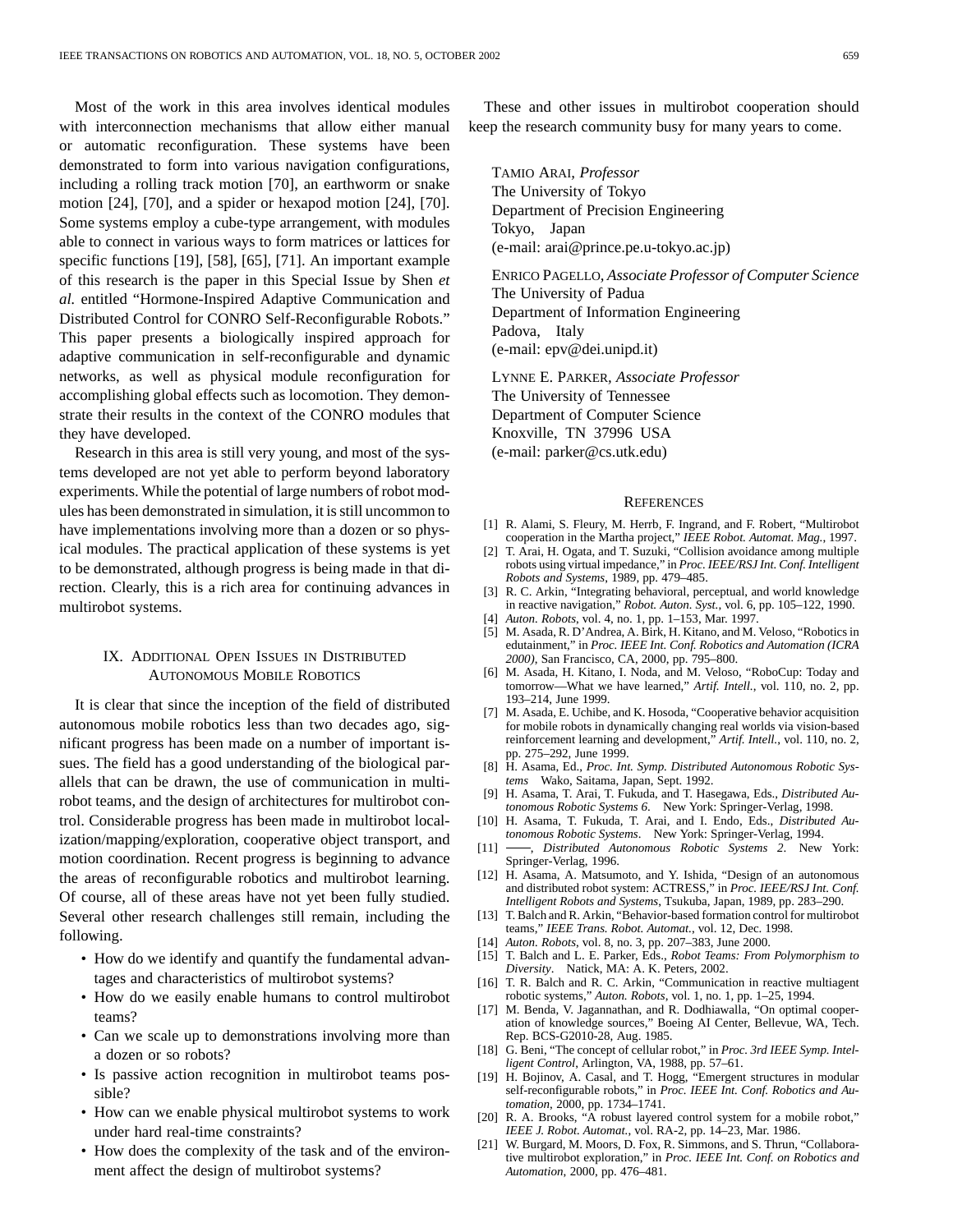Most of the work in this area involves identical modules with interconnection mechanisms that allow either manual or automatic reconfiguration. These systems have been demonstrated to form into various navigation configurations, including a rolling track motion [70], an earthworm or snake motion [24], [70], and a spider or hexapod motion [24], [70]. Some systems employ a cube-type arrangement, with modules able to connect in various ways to form matrices or lattices for specific functions [19], [58], [65], [71]. An important example of this research is the paper in this Special Issue by Shen *et al.* entitled "Hormone-Inspired Adaptive Communication and Distributed Control for CONRO Self-Reconfigurable Robots." This paper presents a biologically inspired approach for adaptive communication in self-reconfigurable and dynamic networks, as well as physical module reconfiguration for accomplishing global effects such as locomotion. They demonstrate their results in the context of the CONRO modules that they have developed.

Research in this area is still very young, and most of the systems developed are not yet able to perform beyond laboratory experiments. While the potential of large numbers of robot modules has been demonstrated in simulation, it is still uncommon to have implementations involving more than a dozen or so physical modules. The practical application of these systems is yet to be demonstrated, although progress is being made in that direction. Clearly, this is a rich area for continuing advances in multirobot systems.

## IX. Additional Open Issues in Distributed Autonomous Mobile Robotics

It is clear that since the inception of the field of distributed autonomous mobile robotics less than two decades ago, significant progress has been made on a number of important issues. The field has a good understanding of the biological parallels that can be drawn, the use of communication in multirobot teams, and the design of architectures for multirobot control. Considerable progress has been made in multirobot localization/mapping/exploration, cooperative object transport, and motion coordination. Recent progress is beginning to advance the areas of reconfigurable robotics and multirobot learning. Of course, all of these areas have not yet been fully studied. Several other research challenges still remain, including the following.

- How do we identify and quantify the fundamental advantages and characteristics of multirobot systems?
- How do we easily enable humans to control multirobot teams?
- Can we scale up to demonstrations involving more than a dozen or so robots?
- Is passive action recognition in multirobot teams possible?
- How can we enable physical multirobot systems to work under hard real-time constraints?
- How does the complexity of the task and of the environment affect the design of multirobot systems?

These and other issues in multirobot cooperation should keep the research community busy for many years to come.

Tamio Arai, *Professor*
The University of Tokyo
Department of Precision Engineering
Tokyo, Japan
(e-mail: arai@prince.pe.u-tokyo.ac.jp)

Enrico Pagello, *Associate Professor of Computer Science*
The University of Padua
Department of Information Engineering
Padova, Italy
(e-mail: epv@dei.unipd.it)

Lynne E. Parker, *Associate Professor*
The University of Tennessee
Department of Computer Science
Knoxville, TN 37996 USA
(e-mail: parker@cs.utk.edu)

## References

[1] R. Alami, S. Fleury, M. Herrb, F. Ingrand, and F. Robert, "Multirobot cooperation in the Martha project," *IEEE Robot. Automat. Mag.*, 1997.

[2] T. Arai, H. Ogata, and T. Suzuki, "Collision avoidance among multiple robots using virtual impedance," in *Proc. IEEE/RSJ Int. Conf. Intelligent Robots and Systems*, 1989, pp. 479–485.

[3] R. C. Arkin, "Integrating behavioral, perceptual, and world knowledge in reactive navigation," *Robot. Auton. Syst.*, vol. 6, pp. 105–122, 1990.

[4] *Auton. Robots*, vol. 4, no. 1, pp. 1–153, Mar. 1997.

[5] M. Asada, R. D'Andrea, A. Birk, H. Kitano, and M. Veloso, "Robotics in edutainment," in *Proc. IEEE Int. Conf. Robotics and Automation (ICRA 2000)*, San Francisco, CA, 2000, pp. 795–800.

[6] M. Asada, H. Kitano, I. Noda, and M. Veloso, "RoboCup: Today and tomorrow—What we have learned," *Artif. Intell.*, vol. 110, no. 2, pp. 193–214, June 1999.

[7] M. Asada, E. Uchibe, and K. Hosoda, "Cooperative behavior acquisition for mobile robots in dynamically changing real worlds via vision-based reinforcement learning and development," *Artif. Intell.*, vol. 110, no. 2, pp. 275–292, June 1999.

[8] H. Asama, Ed., *Proc. Int. Symp. Distributed Autonomous Robotic Systems* Wako, Saitama, Japan, Sept. 1992.

[9] H. Asama, T. Arai, T. Fukuda, and T. Hasegawa, Eds., *Distributed Autonomous Robotic Systems 6*. New York: Springer-Verlag, 1998.

[10] H. Asama, T. Fukuda, T. Arai, and I. Endo, Eds., *Distributed Autonomous Robotic Systems*. New York: Springer-Verlag, 1994.

[11] ——, *Distributed Autonomous Robotic Systems 2*. New York: Springer-Verlag, 1996.

[12] H. Asama, A. Matsumoto, and Y. Ishida, "Design of an autonomous and distributed robot system: ACTRESS," in *Proc. IEEE/RSJ Int. Conf. Intelligent Robots and Systems*, Tsukuba, Japan, 1989, pp. 283–290.

[13] T. Balch and R. Arkin, "Behavior-based formation control for multirobot teams," *IEEE Trans. Robot. Automat.*, vol. 12, Dec. 1998.

[14] *Auton. Robots*, vol. 8, no. 3, pp. 207–383, June 2000.

[15] T. Balch and L. E. Parker, Eds., *Robot Teams: From Polymorphism to Diversity*. Natick, MA: A. K. Peters, 2002.

[16] T. R. Balch and R. C. Arkin, "Communication in reactive multiagent robotic systems," *Auton. Robots*, vol. 1, no. 1, pp. 1–25, 1994.

[17] M. Benda, V. Jagannathan, and R. Dodhiawalla, "On optimal cooperation of knowledge sources," Boeing AI Center, Bellevue, WA, Tech. Rep. BCS-G2010-28, Aug. 1985.

[18] G. Beni, "The concept of cellular robot," in *Proc. 3rd IEEE Symp. Intelligent Control*, Arlington, VA, 1988, pp. 57–61.

[19] H. Bojinov, A. Casal, and T. Hogg, "Emergent structures in modular self-reconfigurable robots," in *Proc. IEEE Int. Conf. Robotics and Automation*, 2000, pp. 1734–1741.

[20] R. A. Brooks, "A robust layered control system for a mobile robot," *IEEE J. Robot. Automat.*, vol. RA-2, pp. 14–23, Mar. 1986.

[21] W. Burgard, M. Moors, D. Fox, R. Simmons, and S. Thrun, "Collaborative multirobot exploration," in *Proc. IEEE Int. Conf. on Robotics and Automation*, 2000, pp. 476–481.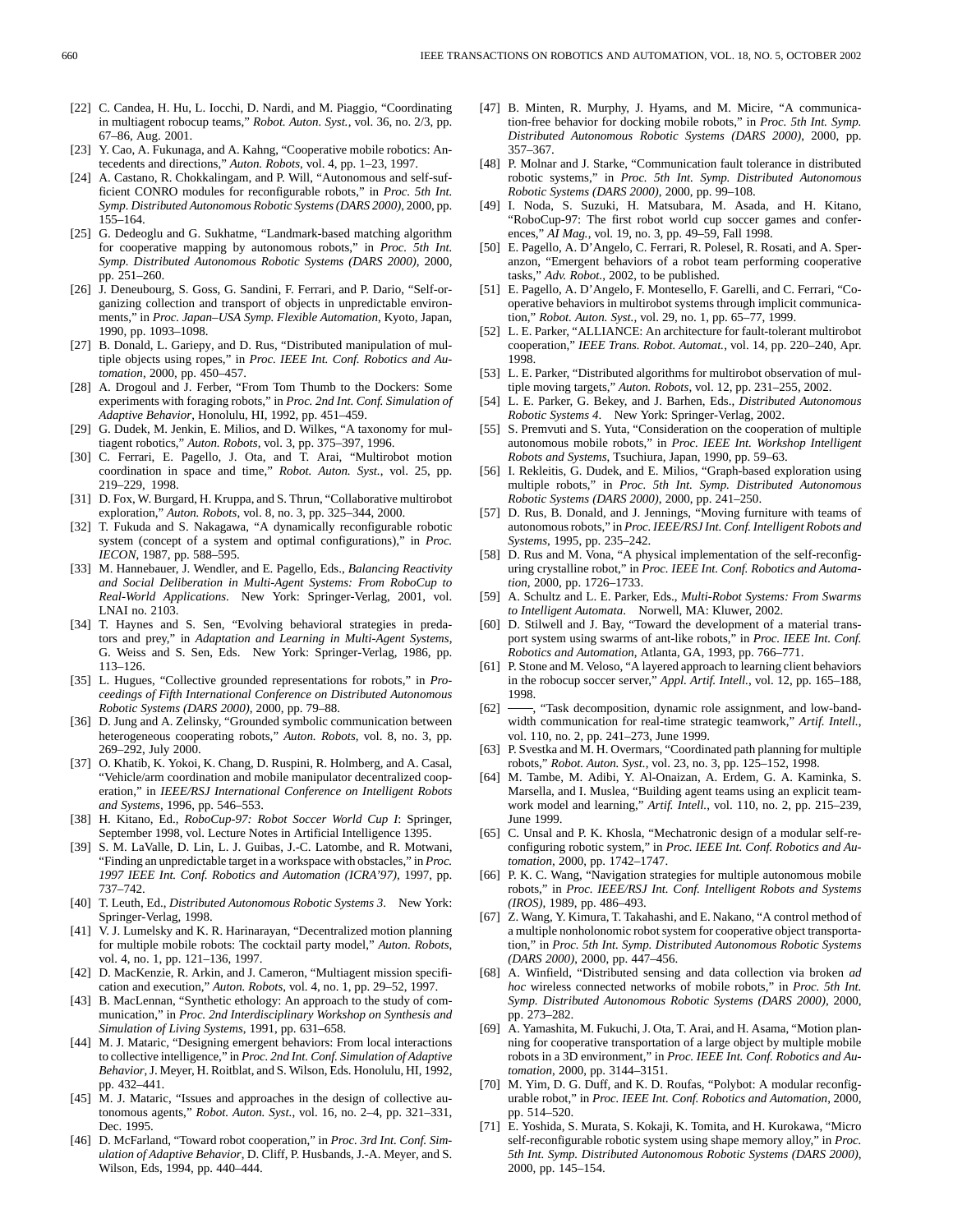[22] C. Candea, H. Hu, L. Iocchi, D. Nardi, and M. Piaggio, "Coordinating in multiagent robocup teams," *Robot. Auton. Syst.*, vol. 36, no. 2/3, pp. 67–86, Aug. 2001.

[23] Y. Cao, A. Fukunaga, and A. Kahng, "Cooperative mobile robotics: Antecedents and directions," *Auton. Robots*, vol. 4, pp. 1–23, 1997.

[24] A. Castano, R. Chokkalingam, and P. Will, "Autonomous and self-sufficient CONRO modules for reconfigurable robots," in *Proc. 5th Int. Symp. Distributed Autonomous Robotic Systems (DARS 2000)*, 2000, pp. 155–164.

[25] G. Dedeoglu and G. Sukhatme, "Landmark-based matching algorithm for cooperative mapping by autonomous robots," in *Proc. 5th Int. Symp. Distributed Autonomous Robotic Systems (DARS 2000)*, 2000, pp. 251–260.

[26] J. Deneubourg, S. Goss, G. Sandini, F. Ferrari, and P. Dario, "Self-organizing collection and transport of objects in unpredictable environments," in *Proc. Japan–USA Symp. Flexible Automation*, Kyoto, Japan, 1990, pp. 1093–1098.

[27] B. Donald, L. Gariepy, and D. Rus, "Distributed manipulation of multiple objects using ropes," in *Proc. IEEE Int. Conf. Robotics and Automation*, 2000, pp. 450–457.

[28] A. Drogoul and J. Ferber, "From Tom Thumb to the Dockers: Some experiments with foraging robots," in *Proc. 2nd Int. Conf. Simulation of Adaptive Behavior*, Honolulu, HI, 1992, pp. 451–459.

[29] G. Dudek, M. Jenkin, E. Milios, and D. Wilkes, "A taxonomy for multiagent robotics," *Auton. Robots*, vol. 3, pp. 375–397, 1996.

[30] C. Ferrari, E. Pagello, J. Ota, and T. Arai, "Multirobot motion coordination in space and time," *Robot. Auton. Syst.*, vol. 25, pp. 219–229, 1998.

[31] D. Fox, W. Burgard, H. Kruppa, and S. Thrun, "Collaborative multirobot exploration," *Auton. Robots*, vol. 8, no. 3, pp. 325–344, 2000.

[32] T. Fukuda and S. Nakagawa, "A dynamically reconfigurable robotic system (concept of a system and optimal configurations)," in *Proc. IECON*, 1987, pp. 588–595.

[33] M. Hannebauer, J. Wendler, and E. Pagello, Eds., *Balancing Reactivity and Social Deliberation in Multi-Agent Systems: From RoboCup to Real-World Applications*. New York: Springer-Verlag, 2001, vol. LNAI no. 2103.

[34] T. Haynes and S. Sen, "Evolving behavioral strategies in predators and prey," in *Adaptation and Learning in Multi-Agent Systems*, G. Weiss and S. Sen, Eds. New York: Springer-Verlag, 1986, pp. 113–126.

[35] L. Hugues, "Collective grounded representations for robots," in *Proceedings of Fifth International Conference on Distributed Autonomous Robotic Systems (DARS 2000)*, 2000, pp. 79–88.

[36] D. Jung and A. Zelinsky, "Grounded symbolic communication between heterogeneous cooperating robots," *Auton. Robots*, vol. 8, no. 3, pp. 269–292, July 2000.

[37] O. Khatib, K. Yokoi, K. Chang, D. Ruspini, R. Holmberg, and A. Casal, "Vehicle/arm coordination and mobile manipulator decentralized cooperation," in *IEEE/RSJ International Conference on Intelligent Robots and Systems*, 1996, pp. 546–553.

[38] H. Kitano, Ed., *RoboCup-97: Robot Soccer World Cup I*: Springer, September 1998, vol. Lecture Notes in Artificial Intelligence 1395.

[39] S. M. LaValle, D. Lin, L. J. Guibas, J.-C. Latombe, and R. Motwani, "Finding an unpredictable target in a workspace with obstacles," in *Proc. 1997 IEEE Int. Conf. Robotics and Automation (ICRA'97)*, 1997, pp. 737–742.

[40] T. Leuth, Ed., *Distributed Autonomous Robotic Systems 3*. New York: Springer-Verlag, 1998.

[41] V. J. Lumelsky and K. R. Harinarayan, "Decentralized motion planning for multiple mobile robots: The cocktail party model," *Auton. Robots*, vol. 4, no. 1, pp. 121–136, 1997.

[42] D. MacKenzie, R. Arkin, and J. Cameron, "Multiagent mission specification and execution," *Auton. Robots*, vol. 4, no. 1, pp. 29–52, 1997.

[43] B. MacLennan, "Synthetic ethology: An approach to the study of communication," in *Proc. 2nd Interdisciplinary Workshop on Synthesis and Simulation of Living Systems*, 1991, pp. 631–658.

[44] M. J. Mataric, "Designing emergent behaviors: From local interactions to collective intelligence," in *Proc. 2nd Int. Conf. Simulation of Adaptive Behavior*, J. Meyer, H. Roitblat, and S. Wilson, Eds. Honolulu, HI, 1992, pp. 432–441.

[45] M. J. Mataric, "Issues and approaches in the design of collective autonomous agents," *Robot. Auton. Syst.*, vol. 16, no. 2–4, pp. 321–331, Dec. 1995.

[46] D. McFarland, "Toward robot cooperation," in *Proc. 3rd Int. Conf. Simulation of Adaptive Behavior*, D. Cliff, P. Husbands, J.-A. Meyer, and S. Wilson, Eds, 1994, pp. 440–444.

[47] B. Minten, R. Murphy, J. Hyams, and M. Micire, "A communication-free behavior for docking mobile robots," in *Proc. 5th Int. Symp. Distributed Autonomous Robotic Systems (DARS 2000)*, 2000, pp. 357–367.

[48] P. Molnar and J. Starke, "Communication fault tolerance in distributed robotic systems," in *Proc. 5th Int. Symp. Distributed Autonomous Robotic Systems (DARS 2000)*, 2000, pp. 99–108.

[49] I. Noda, S. Suzuki, H. Matsubara, M. Asada, and H. Kitano, "RoboCup-97: The first robot world cup soccer games and conferences," *AI Mag.*, vol. 19, no. 3, pp. 49–59, Fall 1998.

[50] E. Pagello, A. D'Angelo, C. Ferrari, R. Polesel, R. Rosati, and A. Speranzon, "Emergent behaviors of a robot team performing cooperative tasks," *Adv. Robot.*, 2002, to be published.

[51] E. Pagello, A. D'Angelo, F. Montesello, F. Garelli, and C. Ferrari, "Cooperative behaviors in multirobot systems through implicit communication," *Robot. Auton. Syst.*, vol. 29, no. 1, pp. 65–77, 1999.

[52] L. E. Parker, "ALLIANCE: An architecture for fault-tolerant multirobot cooperation," *IEEE Trans. Robot. Automat.*, vol. 14, pp. 220–240, Apr. 1998.

[53] L. E. Parker, "Distributed algorithms for multirobot observation of multiple moving targets," *Auton. Robots*, vol. 12, pp. 231–255, 2002.

[54] L. E. Parker, G. Bekey, and J. Barhen, Eds., *Distributed Autonomous Robotic Systems 4*. New York: Springer-Verlag, 2002.

[55] S. Premvuti and S. Yuta, "Consideration on the cooperation of multiple autonomous mobile robots," in *Proc. IEEE Int. Workshop Intelligent Robots and Systems*, Tsuchiura, Japan, 1990, pp. 59–63.

[56] I. Rekleitis, G. Dudek, and E. Milios, "Graph-based exploration using multiple robots," in *Proc. 5th Int. Symp. Distributed Autonomous Robotic Systems (DARS 2000)*, 2000, pp. 241–250.

[57] D. Rus, B. Donald, and J. Jennings, "Moving furniture with teams of autonomous robots," in *Proc. IEEE/RSJ Int. Conf. Intelligent Robots and Systems*, 1995, pp. 235–242.

[58] D. Rus and M. Vona, "A physical implementation of the self-reconfiguring crystalline robot," in *Proc. IEEE Int. Conf. Robotics and Automation*, 2000, pp. 1726–1733.

[59] A. Schultz and L. E. Parker, Eds., *Multi-Robot Systems: From Swarms to Intelligent Automata*. Norwell, MA: Kluwer, 2002.

[60] D. Stilwell and J. Bay, "Toward the development of a material transport system using swarms of ant-like robots," in *Proc. IEEE Int. Conf. Robotics and Automation*, Atlanta, GA, 1993, pp. 766–771.

[61] P. Stone and M. Veloso, "A layered approach to learning client behaviors in the robocup soccer server," *Appl. Artif. Intell.*, vol. 12, pp. 165–188, 1998.

[62] ——, "Task decomposition, dynamic role assignment, and low-bandwidth communication for real-time strategic teamwork," *Artif. Intell.*, vol. 110, no. 2, pp. 241–273, June 1999.

[63] P. Svestka and M. H. Overmars, "Coordinated path planning for multiple robots," *Robot. Auton. Syst.*, vol. 23, no. 3, pp. 125–152, 1998.

[64] M. Tambe, M. Adibi, Y. Al-Onaizan, A. Erdem, G. A. Kaminka, S. Marsella, and I. Muslea, "Building agent teams using an explicit teamwork model and learning," *Artif. Intell.*, vol. 110, no. 2, pp. 215–239, June 1999.

[65] C. Unsal and P. K. Khosla, "Mechatronic design of a modular self-reconfiguring robotic system," in *Proc. IEEE Int. Conf. Robotics and Automation*, 2000, pp. 1742–1747.

[66] P. K. C. Wang, "Navigation strategies for multiple autonomous mobile robots," in *Proc. IEEE/RSJ Int. Conf. Intelligent Robots and Systems (IROS)*, 1989, pp. 486–493.

[67] Z. Wang, Y. Kimura, T. Takahashi, and E. Nakano, "A control method of a multiple nonholonomic robot system for cooperative object transportation," in *Proc. 5th Int. Symp. Distributed Autonomous Robotic Systems (DARS 2000)*, 2000, pp. 447–456.

[68] A. Winfield, "Distributed sensing and data collection via broken *ad hoc* wireless connected networks of mobile robots," in *Proc. 5th Int. Symp. Distributed Autonomous Robotic Systems (DARS 2000)*, 2000, pp. 273–282.

[69] A. Yamashita, M. Fukuchi, J. Ota, T. Arai, and H. Asama, "Motion planning for cooperative transportation of a large object by multiple mobile robots in a 3D environment," in *Proc. IEEE Int. Conf. Robotics and Automation*, 2000, pp. 3144–3151.

[70] M. Yim, D. G. Duff, and K. D. Roufas, "Polybot: A modular reconfigurable robot," in *Proc. IEEE Int. Conf. Robotics and Automation*, 2000, pp. 514–520.

[71] E. Yoshida, S. Murata, S. Kokaji, K. Tomita, and H. Kurokawa, "Micro self-reconfigurable robotic system using shape memory alloy," in *Proc. 5th Int. Symp. Distributed Autonomous Robotic Systems (DARS 2000)*, 2000, pp. 145–154.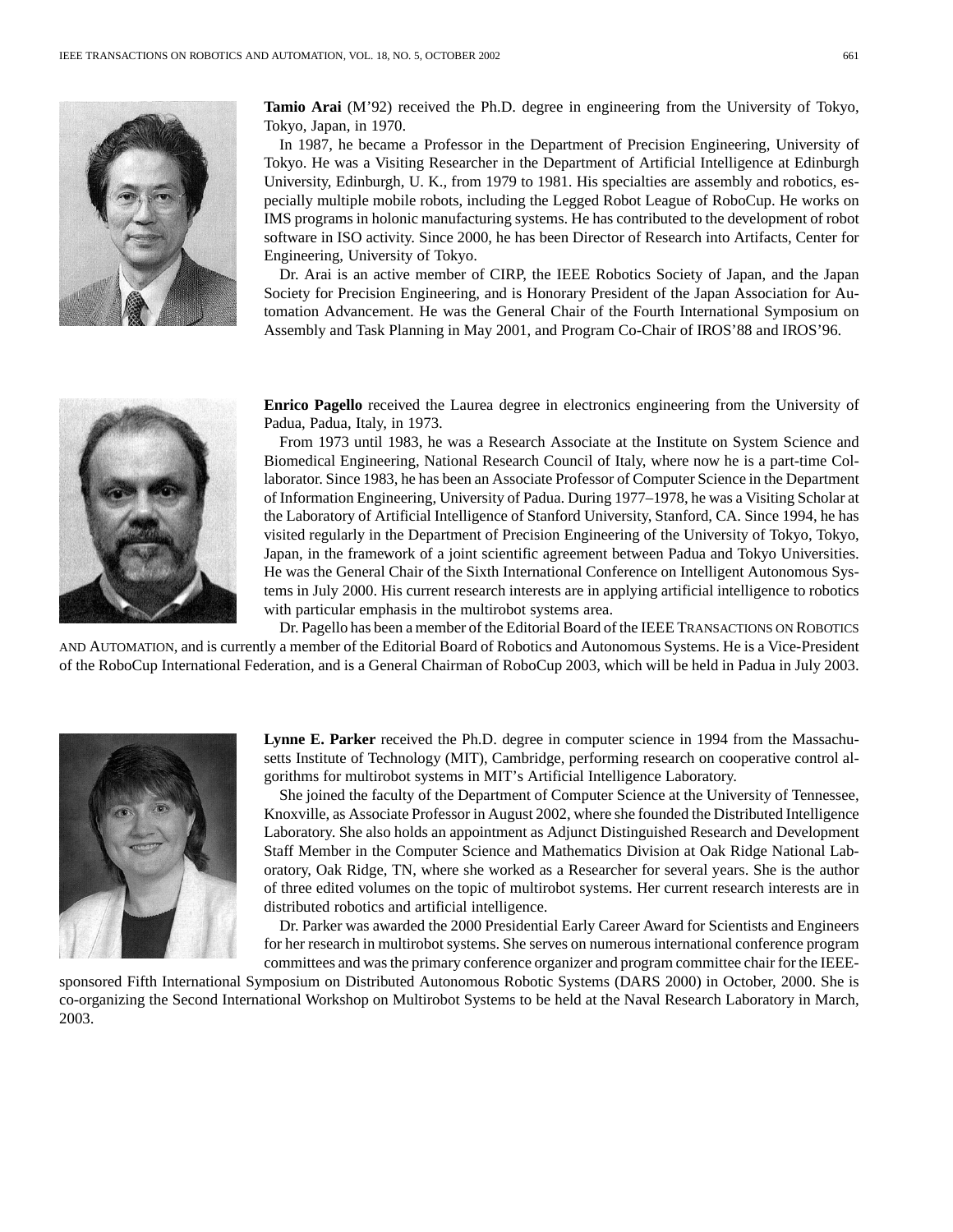**Tamio Arai** (M'92) received the Ph.D. degree in engineering from the University of Tokyo, Tokyo, Japan, in 1970.

In 1987, he became a Professor in the Department of Precision Engineering, University of Tokyo. He was a Visiting Researcher in the Department of Artificial Intelligence at Edinburgh University, Edinburgh, U. K., from 1979 to 1981. His specialties are assembly and robotics, especially multiple mobile robots, including the Legged Robot League of RoboCup. He works on IMS programs in holonic manufacturing systems. He has contributed to the development of robot software in ISO activity. Since 2000, he has been Director of Research into Artifacts, Center for Engineering, University of Tokyo.

Dr. Arai is an active member of CIRP, the IEEE Robotics Society of Japan, and the Japan Society for Precision Engineering, and is Honorary President of the Japan Association for Automation Advancement. He was the General Chair of the Fourth International Symposium on Assembly and Task Planning in May 2001, and Program Co-Chair of IROS'88 and IROS'96.

**Enrico Pagello** received the Laurea degree in electronics engineering from the University of Padua, Padua, Italy, in 1973.

From 1973 until 1983, he was a Research Associate at the Institute on System Science and Biomedical Engineering, National Research Council of Italy, where now he is a part-time Collaborator. Since 1983, he has been an Associate Professor of Computer Science in the Department of Information Engineering, University of Padua. During 1977–1978, he was a Visiting Scholar at the Laboratory of Artificial Intelligence of Stanford University, Stanford, CA. Since 1994, he has visited regularly in the Department of Precision Engineering of the University of Tokyo, Tokyo, Japan, in the framework of a joint scientific agreement between Padua and Tokyo Universities. He was the General Chair of the Sixth International Conference on Intelligent Autonomous Systems in July 2000. His current research interests are in applying artificial intelligence to robotics with particular emphasis in the multirobot systems area.

Dr. Pagello has been a member of the Editorial Board of the IEEE TRANSACTIONS ON ROBOTICS AND AUTOMATION, and is currently a member of the Editorial Board of Robotics and Autonomous Systems. He is a Vice-President of the RoboCup International Federation, and is a General Chairman of RoboCup 2003, which will be held in Padua in July 2003.

**Lynne E. Parker** received the Ph.D. degree in computer science in 1994 from the Massachusetts Institute of Technology (MIT), Cambridge, performing research on cooperative control algorithms for multirobot systems in MIT's Artificial Intelligence Laboratory.

She joined the faculty of the Department of Computer Science at the University of Tennessee, Knoxville, as Associate Professor in August 2002, where she founded the Distributed Intelligence Laboratory. She also holds an appointment as Adjunct Distinguished Research and Development Staff Member in the Computer Science and Mathematics Division at Oak Ridge National Laboratory, Oak Ridge, TN, where she worked as a Researcher for several years. She is the author of three edited volumes on the topic of multirobot systems. Her current research interests are in distributed robotics and artificial intelligence.

Dr. Parker was awarded the 2000 Presidential Early Career Award for Scientists and Engineers for her research in multirobot systems. She serves on numerous international conference program committees and was the primary conference organizer and program committee chair for the IEEE-sponsored Fifth International Symposium on Distributed Autonomous Robotic Systems (DARS 2000) in October, 2000. She is co-organizing the Second International Workshop on Multirobot Systems to be held at the Naval Research Laboratory in March, 2003.